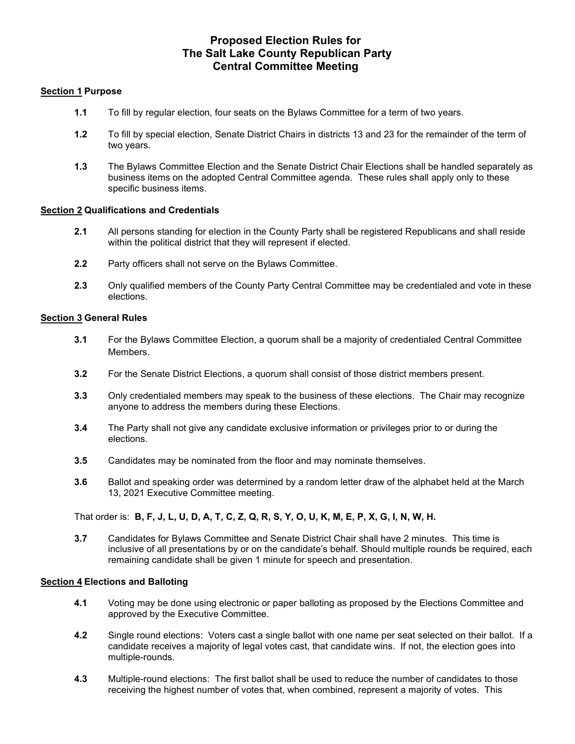# Proposed Election Rules for The Salt Lake County Republican Party Central Committee Meeting

## Section 1 Purpose

**1.1** To fill by regular election, four seats on the Bylaws Committee for a term of two years.

**1.2** To fill by special election, Senate District Chairs in districts 13 and 23 for the remainder of the term of two years.

**1.3** The Bylaws Committee Election and the Senate District Chair Elections shall be handled separately as business items on the adopted Central Committee agenda. These rules shall apply only to these specific business items.

## Section 2 Qualifications and Credentials

**2.1** All persons standing for election in the County Party shall be registered Republicans and shall reside within the political district that they will represent if elected.

**2.2** Party officers shall not serve on the Bylaws Committee.

**2.3** Only qualified members of the County Party Central Committee may be credentialed and vote in these elections.

## Section 3 General Rules

**3.1** For the Bylaws Committee Election, a quorum shall be a majority of credentialed Central Committee Members.

**3.2** For the Senate District Elections, a quorum shall consist of those district members present.

**3.3** Only credentialed members may speak to the business of these elections. The Chair may recognize anyone to address the members during these Elections.

**3.4** The Party shall not give any candidate exclusive information or privileges prior to or during the elections.

**3.5** Candidates may be nominated from the floor and may nominate themselves.

**3.6** Ballot and speaking order was determined by a random letter draw of the alphabet held at the March 13, 2021 Executive Committee meeting.

That order is: **B, F, J, L, U, D, A, T, C, Z, Q, R, S, Y, O, U, K, M, E, P, X, G, I, N, W, H.**

**3.7** Candidates for Bylaws Committee and Senate District Chair shall have 2 minutes. This time is inclusive of all presentations by or on the candidate's behalf. Should multiple rounds be required, each remaining candidate shall be given 1 minute for speech and presentation.

## Section 4 Elections and Balloting

**4.1** Voting may be done using electronic or paper balloting as proposed by the Elections Committee and approved by the Executive Committee.

**4.2** Single round elections: Voters cast a single ballot with one name per seat selected on their ballot. If a candidate receives a majority of legal votes cast, that candidate wins. If not, the election goes into multiple-rounds.

**4.3** Multiple-round elections: The first ballot shall be used to reduce the number of candidates to those receiving the highest number of votes that, when combined, represent a majority of votes. This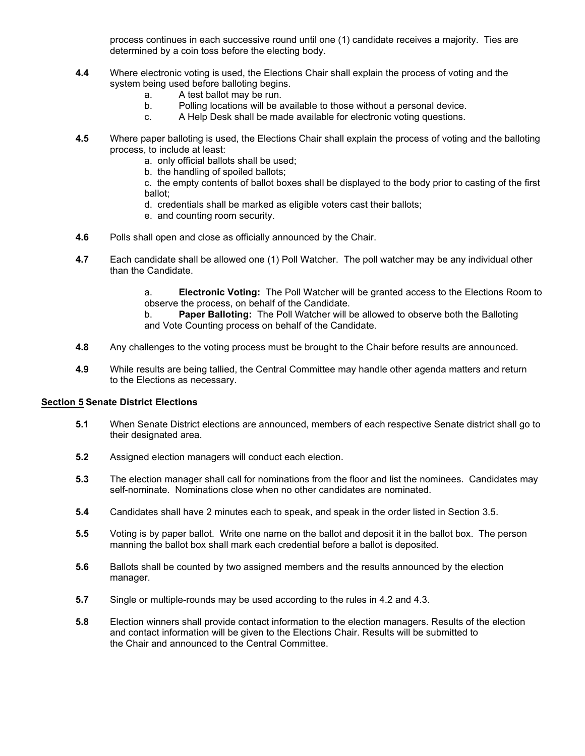process continues in each successive round until one (1) candidate receives a majority. Ties are determined by a coin toss before the electing body.

**4.4** Where electronic voting is used, the Elections Chair shall explain the process of voting and the system being used before balloting begins.

- a. A test ballot may be run.
- b. Polling locations will be available to those without a personal device.
- c. A Help Desk shall be made available for electronic voting questions.

**4.5** Where paper balloting is used, the Elections Chair shall explain the process of voting and the balloting process, to include at least:

- a. only official ballots shall be used;
- b. the handling of spoiled ballots;
- c. the empty contents of ballot boxes shall be displayed to the body prior to casting of the first ballot;
- d. credentials shall be marked as eligible voters cast their ballots;
- e. and counting room security.

**4.6** Polls shall open and close as officially announced by the Chair.

**4.7** Each candidate shall be allowed one (1) Poll Watcher. The poll watcher may be any individual other than the Candidate.

- a. **Electronic Voting:** The Poll Watcher will be granted access to the Elections Room to observe the process, on behalf of the Candidate.
- b. **Paper Balloting:** The Poll Watcher will be allowed to observe both the Balloting and Vote Counting process on behalf of the Candidate.

**4.8** Any challenges to the voting process must be brought to the Chair before results are announced.

**4.9** While results are being tallied, the Central Committee may handle other agenda matters and return to the Elections as necessary.

## Section 5 Senate District Elections

**5.1** When Senate District elections are announced, members of each respective Senate district shall go to their designated area.

**5.2** Assigned election managers will conduct each election.

**5.3** The election manager shall call for nominations from the floor and list the nominees. Candidates may self-nominate. Nominations close when no other candidates are nominated.

**5.4** Candidates shall have 2 minutes each to speak, and speak in the order listed in Section 3.5.

**5.5** Voting is by paper ballot. Write one name on the ballot and deposit it in the ballot box. The person manning the ballot box shall mark each credential before a ballot is deposited.

**5.6** Ballots shall be counted by two assigned members and the results announced by the election manager.

**5.7** Single or multiple-rounds may be used according to the rules in 4.2 and 4.3.

**5.8** Election winners shall provide contact information to the election managers. Results of the election and contact information will be given to the Elections Chair. Results will be submitted to the Chair and announced to the Central Committee.